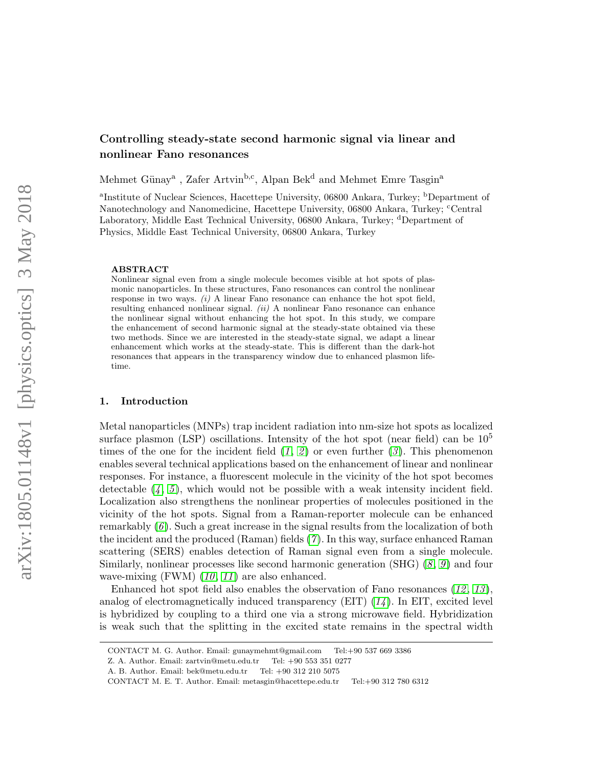# Controlling steady-state second harmonic signal via linear and nonlinear Fano resonances

Mehmet Günay[a] , Zafer Artvin[b,c], Alpan Bek[d] and Mehmet Emre Tasgin[a]

[a]Institute of Nuclear Sciences, Hacettepe University, 06800 Ankara, Turkey; [b]Department of Nanotechnology and Nanomedicine, Hacettepe University, 06800 Ankara, Turkey; [c]Central Laboratory, Middle East Technical University, 06800 Ankara, Turkey; [d]Department of Physics, Middle East Technical University, 06800 Ankara, Turkey

**ABSTRACT**

Nonlinear signal even from a single molecule becomes visible at hot spots of plasmonic nanoparticles. In these structures, Fano resonances can control the nonlinear response in two ways. *(i)* A linear Fano resonance can enhance the hot spot field, resulting enhanced nonlinear signal. *(ii)* A nonlinear Fano resonance can enhance the nonlinear signal without enhancing the hot spot. In this study, we compare the enhancement of second harmonic signal at the steady-state obtained via these two methods. Since we are interested in the steady-state signal, we adapt a linear enhancement which works at the steady-state. This is different than the dark-hot resonances that appears in the transparency window due to enhanced plasmon lifetime.

## 1. Introduction

Metal nanoparticles (MNPs) trap incident radiation into nm-size hot spots as localized surface plasmon (LSP) oscillations. Intensity of the hot spot (near field) can be $10^5$ times of the one for the incident field (*1*, *2*) or even further (*3*). This phenomenon enables several technical applications based on the enhancement of linear and nonlinear responses. For instance, a fluorescent molecule in the vicinity of the hot spot becomes detectable (*4*, *5*), which would not be possible with a weak intensity incident field. Localization also strengthens the nonlinear properties of molecules positioned in the vicinity of the hot spots. Signal from a Raman-reporter molecule can be enhanced remarkably (*6*). Such a great increase in the signal results from the localization of both the incident and the produced (Raman) fields (*7*). In this way, surface enhanced Raman scattering (SERS) enables detection of Raman signal even from a single molecule. Similarly, nonlinear processes like second harmonic generation (SHG) (*8*, *9*) and four wave-mixing (FWM) (*10*, *11*) are also enhanced.

Enhanced hot spot field also enables the observation of Fano resonances (*12*, *13*), analog of electromagnetically induced transparency (EIT) (*14*). In EIT, excited level is hybridized by coupling to a third one via a strong microwave field. Hybridization is weak such that the splitting in the excited state remains in the spectral width

CONTACT M. G. Author. Email: gunaymehmt@gmail.com Tel:+90 537 669 3386

Z. A. Author. Email: zartvin@metu.edu.tr Tel: +90 553 351 0277

A. B. Author. Email: bek@metu.edu.tr Tel: +90 312 210 5075

CONTACT M. E. T. Author. Email: metasgin@hacettepe.edu.tr Tel:+90 312 780 6312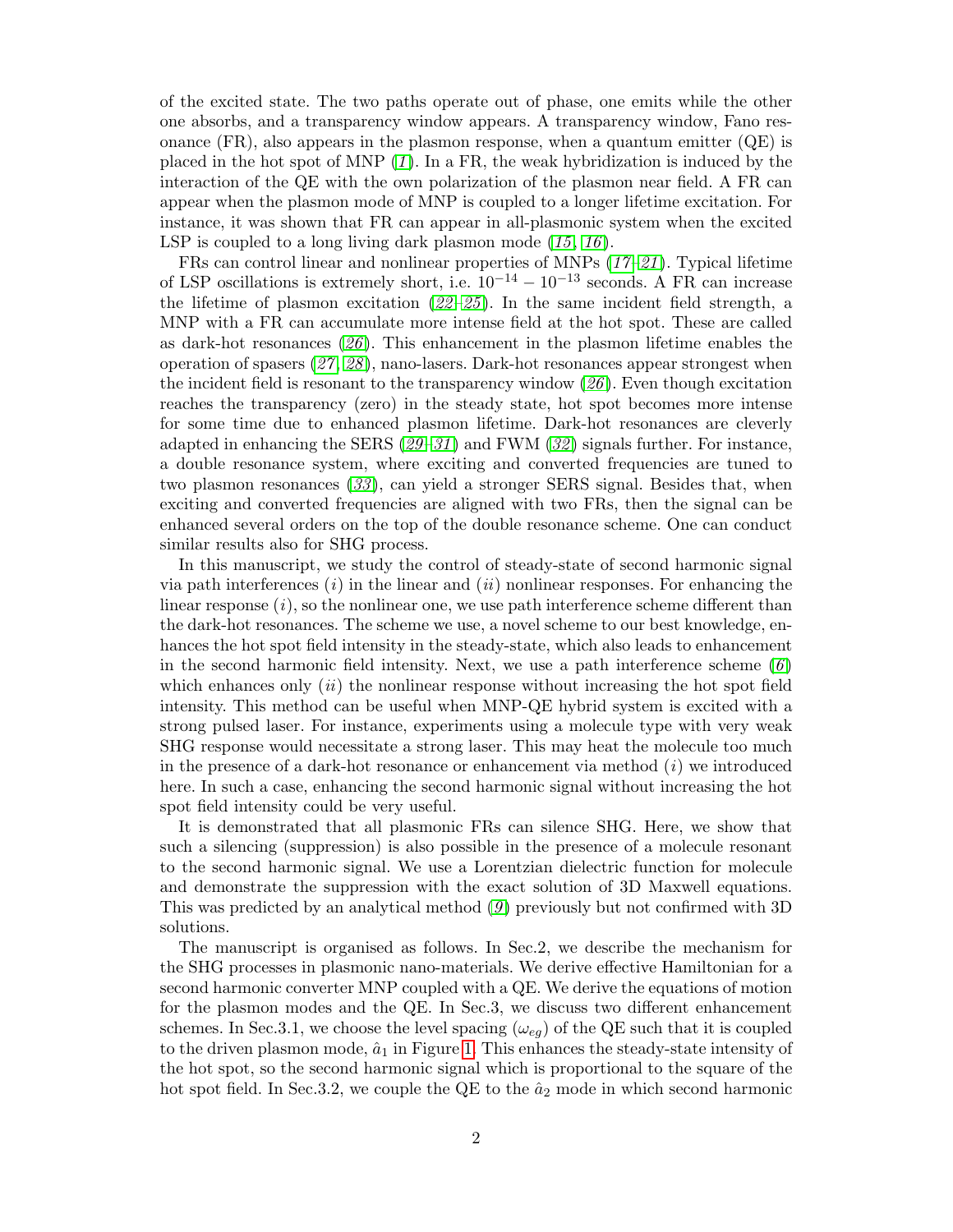of the excited state. The two paths operate out of phase, one emits while the other one absorbs, and a transparency window appears. A transparency window, Fano resonance (FR), also appears in the plasmon response, when a quantum emitter (QE) is placed in the hot spot of MNP (*1*). In a FR, the weak hybridization is induced by the interaction of the QE with the own polarization of the plasmon near field. A FR can appear when the plasmon mode of MNP is coupled to a longer lifetime excitation. For instance, it was shown that FR can appear in all-plasmonic system when the excited LSP is coupled to a long living dark plasmon mode (*15, 16*).

FRs can control linear and nonlinear properties of MNPs (*17–21*). Typical lifetime of LSP oscillations is extremely short, i.e. $10^{-14} - 10^{-13}$ seconds. A FR can increase the lifetime of plasmon excitation (*22–25*). In the same incident field strength, a MNP with a FR can accumulate more intense field at the hot spot. These are called as dark-hot resonances (*26*). This enhancement in the plasmon lifetime enables the operation of spasers (*27, 28*), nano-lasers. Dark-hot resonances appear strongest when the incident field is resonant to the transparency window (*26*). Even though excitation reaches the transparency (zero) in the steady state, hot spot becomes more intense for some time due to enhanced plasmon lifetime. Dark-hot resonances are cleverly adapted in enhancing the SERS (*29–31*) and FWM (*32*) signals further. For instance, a double resonance system, where exciting and converted frequencies are tuned to two plasmon resonances (*33*), can yield a stronger SERS signal. Besides that, when exciting and converted frequencies are aligned with two FRs, then the signal can be enhanced several orders on the top of the double resonance scheme. One can conduct similar results also for SHG process.

In this manuscript, we study the control of steady-state of second harmonic signal via path interferences ($i$) in the linear and ($ii$) nonlinear responses. For enhancing the linear response ($i$), so the nonlinear one, we use path interference scheme different than the dark-hot resonances. The scheme we use, a novel scheme to our best knowledge, enhances the hot spot field intensity in the steady-state, which also leads to enhancement in the second harmonic field intensity. Next, we use a path interference scheme (*6*) which enhances only ($ii$) the nonlinear response without increasing the hot spot field intensity. This method can be useful when MNP-QE hybrid system is excited with a strong pulsed laser. For instance, experiments using a molecule type with very weak SHG response would necessitate a strong laser. This may heat the molecule too much in the presence of a dark-hot resonance or enhancement via method ($i$) we introduced here. In such a case, enhancing the second harmonic signal without increasing the hot spot field intensity could be very useful.

It is demonstrated that all plasmonic FRs can silence SHG. Here, we show that such a silencing (suppression) is also possible in the presence of a molecule resonant to the second harmonic signal. We use a Lorentzian dielectric function for molecule and demonstrate the suppression with the exact solution of 3D Maxwell equations. This was predicted by an analytical method (*9*) previously but not confirmed with 3D solutions.

The manuscript is organised as follows. In Sec.2, we describe the mechanism for the SHG processes in plasmonic nano-materials. We derive effective Hamiltonian for a second harmonic converter MNP coupled with a QE. We derive the equations of motion for the plasmon modes and the QE. In Sec.3, we discuss two different enhancement schemes. In Sec.3.1, we choose the level spacing ($\omega_{eg}$) of the QE such that it is coupled to the driven plasmon mode, $\hat{a}_1$ in Figure 1. This enhances the steady-state intensity of the hot spot, so the second harmonic signal which is proportional to the square of the hot spot field. In Sec.3.2, we couple the QE to the $\hat{a}_2$ mode in which second harmonic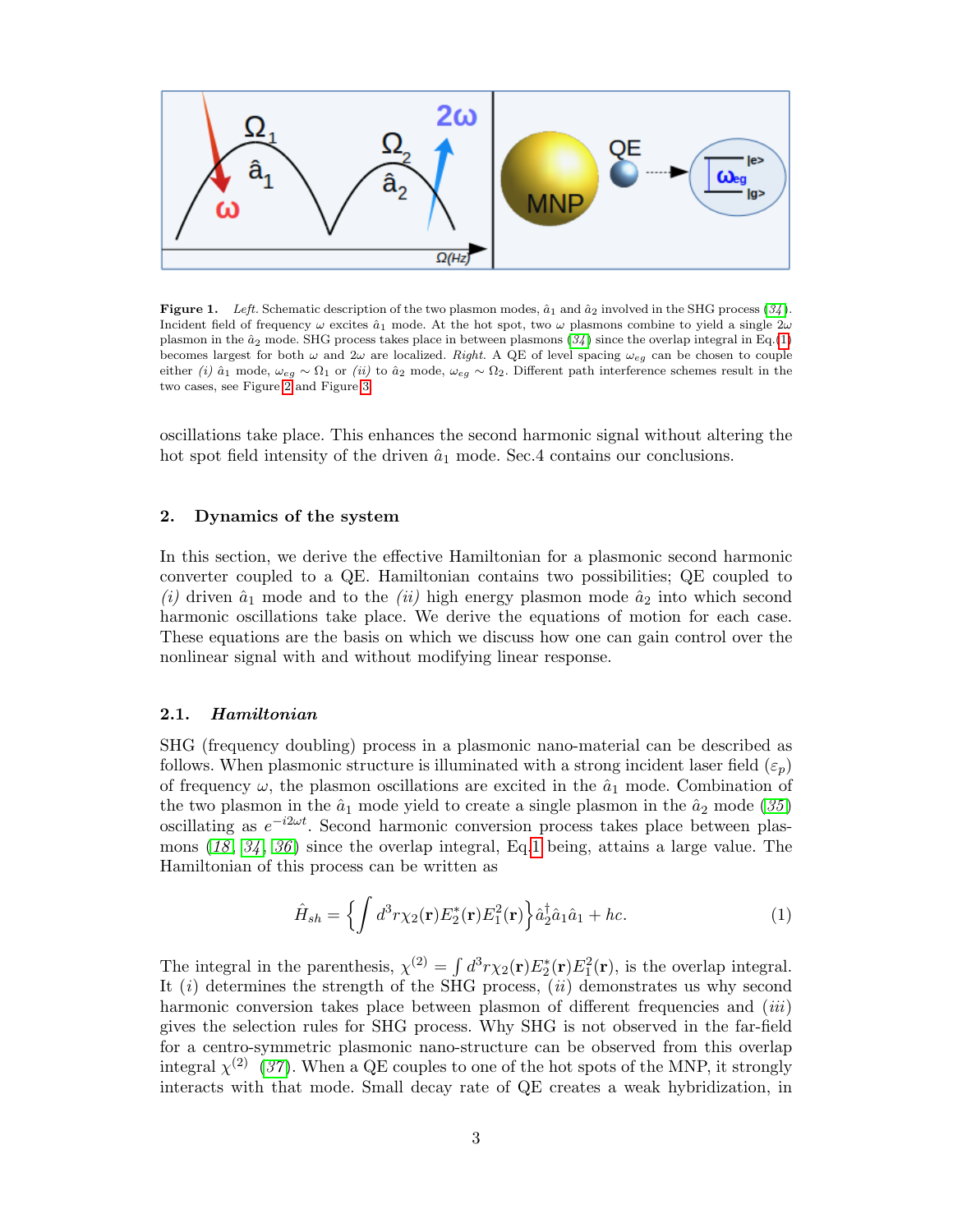**Figure 1.** *Left.* Schematic description of the two plasmon modes, $\hat{a}_1$ and $\hat{a}_2$ involved in the SHG process (34). Incident field of frequency $\omega$ excites $\hat{a}_1$ mode. At the hot spot, two $\omega$ plasmons combine to yield a single $2\omega$ plasmon in the $\hat{a}_2$ mode. SHG process takes place in between plasmons (34) since the overlap integral in Eq.(1) becomes largest for both $\omega$ and $2\omega$ are localized. *Right.* A QE of level spacing $\omega_{eg}$ can be chosen to couple either *(i)* $\hat{a}_1$ mode, $\omega_{eg} \sim \Omega_1$ or *(ii)* to $\hat{a}_2$ mode, $\omega_{eg} \sim \Omega_2$. Different path interference schemes result in the two cases, see Figure 2 and Figure 3.

oscillations take place. This enhances the second harmonic signal without altering the hot spot field intensity of the driven $\hat{a}_1$ mode. Sec.4 contains our conclusions.

## 2. Dynamics of the system

In this section, we derive the effective Hamiltonian for a plasmonic second harmonic converter coupled to a QE. Hamiltonian contains two possibilities; QE coupled to *(i)* driven $\hat{a}_1$ mode and to the *(ii)* high energy plasmon mode $\hat{a}_2$ into which second harmonic oscillations take place. We derive the equations of motion for each case. These equations are the basis on which we discuss how one can gain control over the nonlinear signal with and without modifying linear response.

### 2.1. *Hamiltonian*

SHG (frequency doubling) process in a plasmonic nano-material can be described as follows. When plasmonic structure is illuminated with a strong incident laser field ($\varepsilon_p$) of frequency $\omega$, the plasmon oscillations are excited in the $\hat{a}_1$ mode. Combination of the two plasmon in the $\hat{a}_1$ mode yield to create a single plasmon in the $\hat{a}_2$ mode (35) oscillating as $e^{-i2\omega t}$. Second harmonic conversion process takes place between plasmons (18, 34, 36) since the overlap integral, Eq.1 being, attains a large value. The Hamiltonian of this process can be written as

$$\hat{H}_{sh} = \left\{ \int d^3 r \chi_2(\mathbf{r}) E_2^*(\mathbf{r}) E_1^2(\mathbf{r}) \right\} \hat{a}_2^\dagger \hat{a}_1 \hat{a}_1 + hc. \tag{1}$$

The integral in the parenthesis, $\chi^{(2)} = \int d^3 r \chi_2(\mathbf{r}) E_2^*(\mathbf{r}) E_1^2(\mathbf{r})$, is the overlap integral. It $(i)$ determines the strength of the SHG process, $(ii)$ demonstrates us why second harmonic conversion takes place between plasmon of different frequencies and $(iii)$ gives the selection rules for SHG process. Why SHG is not observed in the far-field for a centro-symmetric plasmonic nano-structure can be observed from this overlap integral $\chi^{(2)}$ (37). When a QE couples to one of the hot spots of the MNP, it strongly interacts with that mode. Small decay rate of QE creates a weak hybridization, in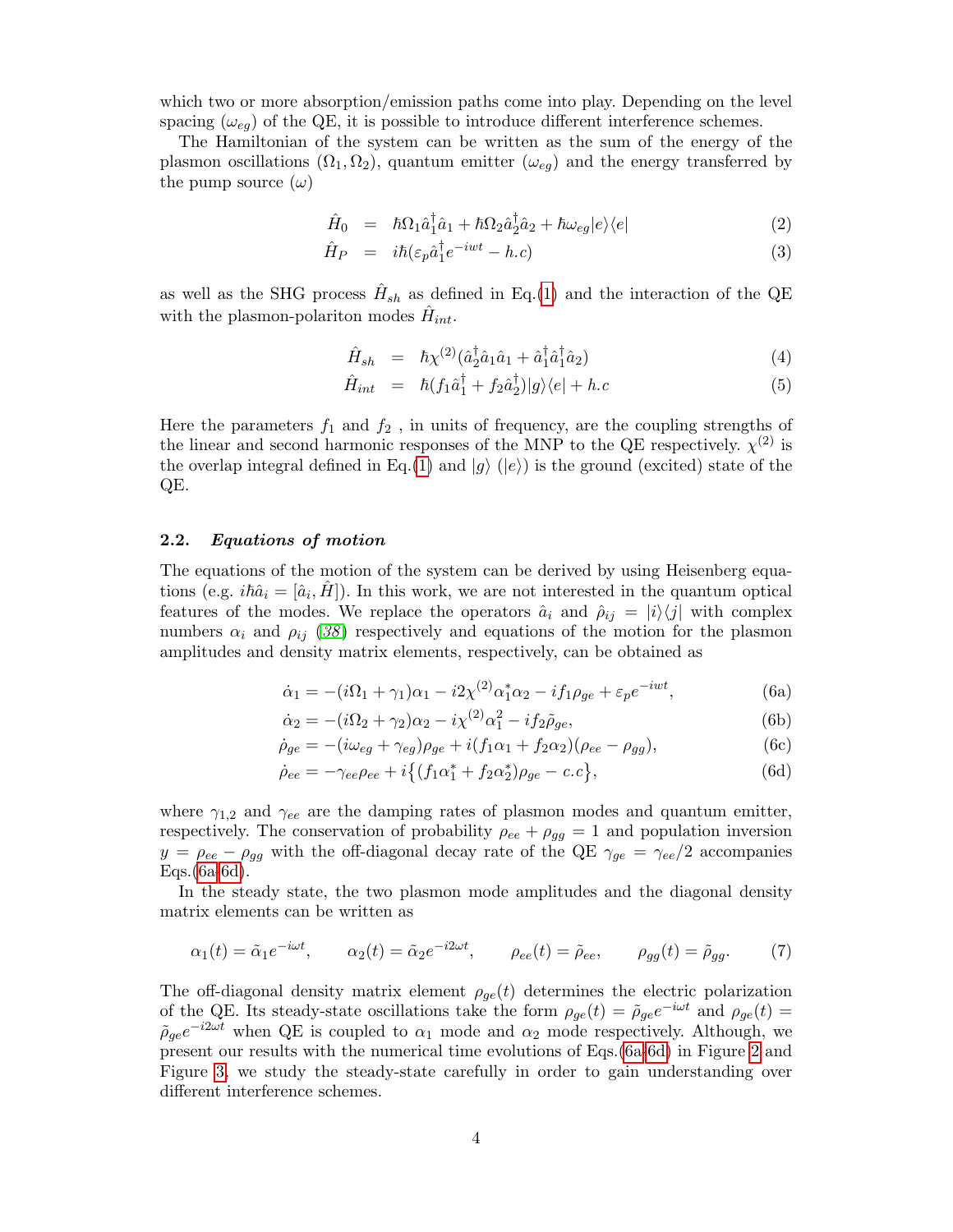which two or more absorption/emission paths come into play. Depending on the level spacing ($\omega_{eg}$) of the QE, it is possible to introduce different interference schemes.

The Hamiltonian of the system can be written as the sum of the energy of the plasmon oscillations ($\Omega_1, \Omega_2$), quantum emitter ($\omega_{eg}$) and the energy transferred by the pump source ($\omega$)

$$
\begin{aligned}
\hat{H}_0 &= \hbar\Omega_1 \hat{a}_1^\dagger \hat{a}_1 + \hbar\Omega_2 \hat{a}_2^\dagger \hat{a}_2 + \hbar\omega_{eg}|e\rangle\langle e| \qquad (2)\\
\hat{H}_P &= i\hbar(\varepsilon_p \hat{a}_1^\dagger e^{-iwt} - h.c) \qquad (3)
\end{aligned}
$$

as well as the SHG process $\hat{H}_{sh}$ as defined in Eq.(1) and the interaction of the QE with the plasmon-polariton modes $\hat{H}_{int}$.

$$
\begin{aligned}
\hat{H}_{sh} &= \hbar\chi^{(2)}(\hat{a}_2^\dagger \hat{a}_1 \hat{a}_1 + \hat{a}_1^\dagger \hat{a}_1^\dagger \hat{a}_2) \qquad (4)\\
\hat{H}_{int} &= \hbar(f_1 \hat{a}_1^\dagger + f_2 \hat{a}_2^\dagger)|g\rangle\langle e| + h.c \qquad (5)
\end{aligned}
$$

Here the parameters $f_1$ and $f_2$ , in units of frequency, are the coupling strengths of the linear and second harmonic responses of the MNP to the QE respectively. $\chi^{(2)}$ is the overlap integral defined in Eq.(1) and $|g\rangle$ ($|e\rangle$) is the ground (excited) state of the QE.

### 2.2. *Equations of motion*

The equations of the motion of the system can be derived by using Heisenberg equations (e.g. $i\hbar\dot{\hat{a}}_i = [\hat{a}_i, \hat{H}]$). In this work, we are not interested in the quantum optical features of the modes. We replace the operators $\hat{a}_i$ and $\hat{\rho}_{ij} = |i\rangle\langle j|$ with complex numbers $\alpha_i$ and $\rho_{ij}$ ([38]) respectively and equations of the motion for the plasmon amplitudes and density matrix elements, respectively, can be obtained as

$$
\dot{\alpha}_1 = -(i\Omega_1 + \gamma_1)\alpha_1 - i2\chi^{(2)}\alpha_1^*\alpha_2 - if_1\rho_{ge} + \varepsilon_p e^{-iwt}, \qquad (6a)
$$

$$
\dot{\alpha}_2 = -(i\Omega_2 + \gamma_2)\alpha_2 - i\chi^{(2)}\alpha_1^2 - if_2\tilde{\rho}_{ge}, \qquad (6b)
$$

$$
\dot{\rho}_{ge} = -(i\omega_{eg} + \gamma_{eg})\rho_{ge} + i(f_1\alpha_1 + f_2\alpha_2)(\rho_{ee} - \rho_{gg}), \qquad (6c)
$$

$$
\dot{\rho}_{ee} = -\gamma_{ee}\rho_{ee} + i\{(f_1\alpha_1^* + f_2\alpha_2^*)\rho_{ge} - c.c\}, \qquad (6d)
$$

where $\gamma_{1,2}$ and $\gamma_{ee}$ are the damping rates of plasmon modes and quantum emitter, respectively. The conservation of probability $\rho_{ee} + \rho_{gg} = 1$ and population inversion $y = \rho_{ee} - \rho_{gg}$ with the off-diagonal decay rate of the QE $\gamma_{ge} = \gamma_{ee}/2$ accompanies Eqs.(6a-6d).

In the steady state, the two plasmon mode amplitudes and the diagonal density matrix elements can be written as

$$
\alpha_1(t) = \tilde{\alpha}_1 e^{-i\omega t}, \qquad \alpha_2(t) = \tilde{\alpha}_2 e^{-i2\omega t}, \qquad \rho_{ee}(t) = \tilde{\rho}_{ee}, \qquad \rho_{gg}(t) = \tilde{\rho}_{gg}. \qquad (7)
$$

The off-diagonal density matrix element $\rho_{ge}(t)$ determines the electric polarization of the QE. Its steady-state oscillations take the form $\rho_{ge}(t) = \tilde{\rho}_{ge}e^{-i\omega t}$ and $\rho_{ge}(t) = \tilde{\rho}_{ge}e^{-i2\omega t}$ when QE is coupled to $\alpha_1$ mode and $\alpha_2$ mode respectively. Although, we present our results with the numerical time evolutions of Eqs.(6a-6d) in Figure 2 and Figure 3, we study the steady-state carefully in order to gain understanding over different interference schemes.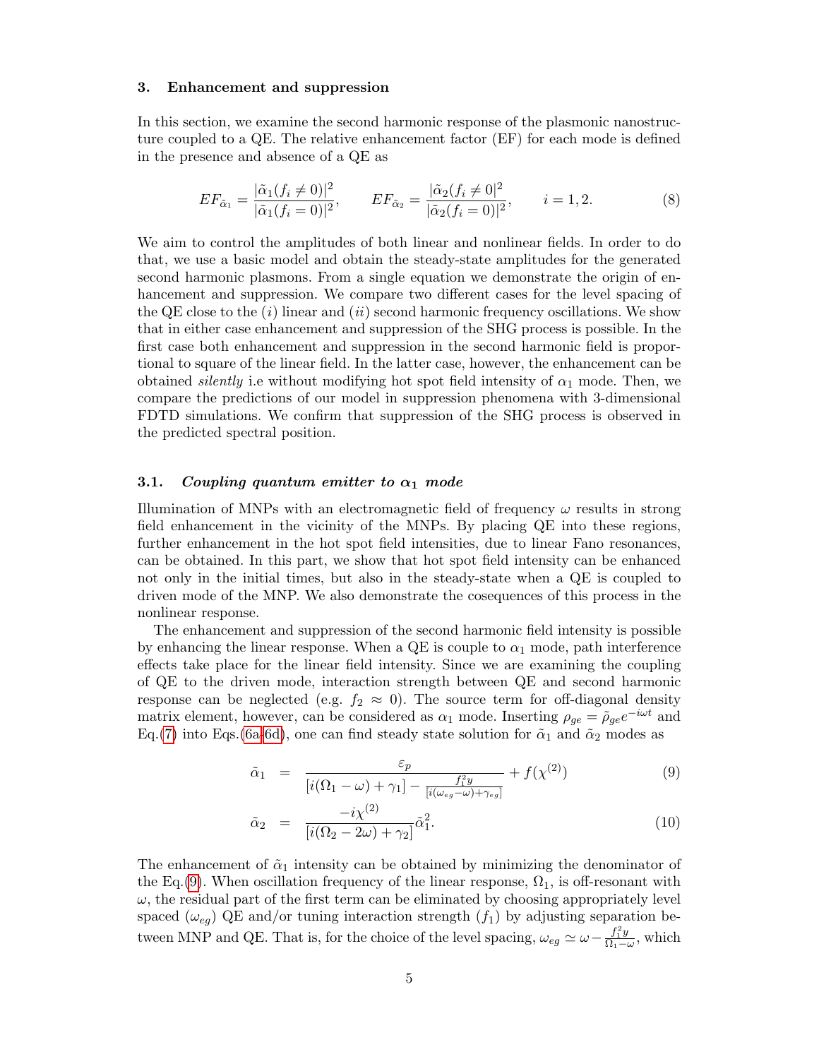## 3. Enhancement and suppression

In this section, we examine the second harmonic response of the plasmonic nanostructure coupled to a QE. The relative enhancement factor (EF) for each mode is defined in the presence and absence of a QE as

$$EF_{\tilde{\alpha}_1} = \frac{|\tilde{\alpha}_1(f_i \neq 0)|^2}{|\tilde{\alpha}_1(f_i = 0)|^2}, \qquad EF_{\tilde{\alpha}_2} = \frac{|\tilde{\alpha}_2(f_i \neq 0|^2}{|\tilde{\alpha}_2(f_i = 0)|^2}, \qquad i = 1, 2. \tag{8}$$

We aim to control the amplitudes of both linear and nonlinear fields. In order to do that, we use a basic model and obtain the steady-state amplitudes for the generated second harmonic plasmons. From a single equation we demonstrate the origin of enhancement and suppression. We compare two different cases for the level spacing of the QE close to the (*i*) linear and (*ii*) second harmonic frequency oscillations. We show that in either case enhancement and suppression of the SHG process is possible. In the first case both enhancement and suppression in the second harmonic field is proportional to square of the linear field. In the latter case, however, the enhancement can be obtained *silently* i.e without modifying hot spot field intensity of $\alpha_1$ mode. Then, we compare the predictions of our model in suppression phenomena with 3-dimensional FDTD simulations. We confirm that suppression of the SHG process is observed in the predicted spectral position.

### 3.1. *Coupling quantum emitter to $\alpha_1$ mode*

Illumination of MNPs with an electromagnetic field of frequency $\omega$ results in strong field enhancement in the vicinity of the MNPs. By placing QE into these regions, further enhancement in the hot spot field intensities, due to linear Fano resonances, can be obtained. In this part, we show that hot spot field intensity can be enhanced not only in the initial times, but also in the steady-state when a QE is coupled to driven mode of the MNP. We also demonstrate the cosequences of this process in the nonlinear response.

The enhancement and suppression of the second harmonic field intensity is possible by enhancing the linear response. When a QE is couple to $\alpha_1$ mode, path interference effects take place for the linear field intensity. Since we are examining the coupling of QE to the driven mode, interaction strength between QE and second harmonic response can be neglected (e.g. $f_2 \approx 0$). The source term for off-diagonal density matrix element, however, can be considered as $\alpha_1$ mode. Inserting $\rho_{ge} = \tilde{\rho}_{ge} e^{-i\omega t}$ and Eq.(7) into Eqs.(6a-6d), one can find steady state solution for $\tilde{\alpha}_1$ and $\tilde{\alpha}_2$ modes as

$$\tilde{\alpha}_1 = \frac{\varepsilon_p}{[i(\Omega_1 - \omega) + \gamma_1] - \frac{f_1^2 y}{[i(\omega_{eg} - \omega) + \gamma_{eg}]}} + f(\chi^{(2)}) \tag{9}$$

$$\tilde{\alpha}_2 = \frac{-i\chi^{(2)}}{[i(\Omega_2 - 2\omega) + \gamma_2]} \tilde{\alpha}_1^2. \tag{10}$$

The enhancement of $\tilde{\alpha}_1$ intensity can be obtained by minimizing the denominator of the Eq.(9). When oscillation frequency of the linear response, $\Omega_1$, is off-resonant with $\omega$, the residual part of the first term can be eliminated by choosing appropriately level spaced ($\omega_{eg}$) QE and/or tuning interaction strength ($f_1$) by adjusting separation between MNP and QE. That is, for the choice of the level spacing, $\omega_{eg} \simeq \omega - \frac{f_1^2 y}{\Omega_1 - \omega}$, which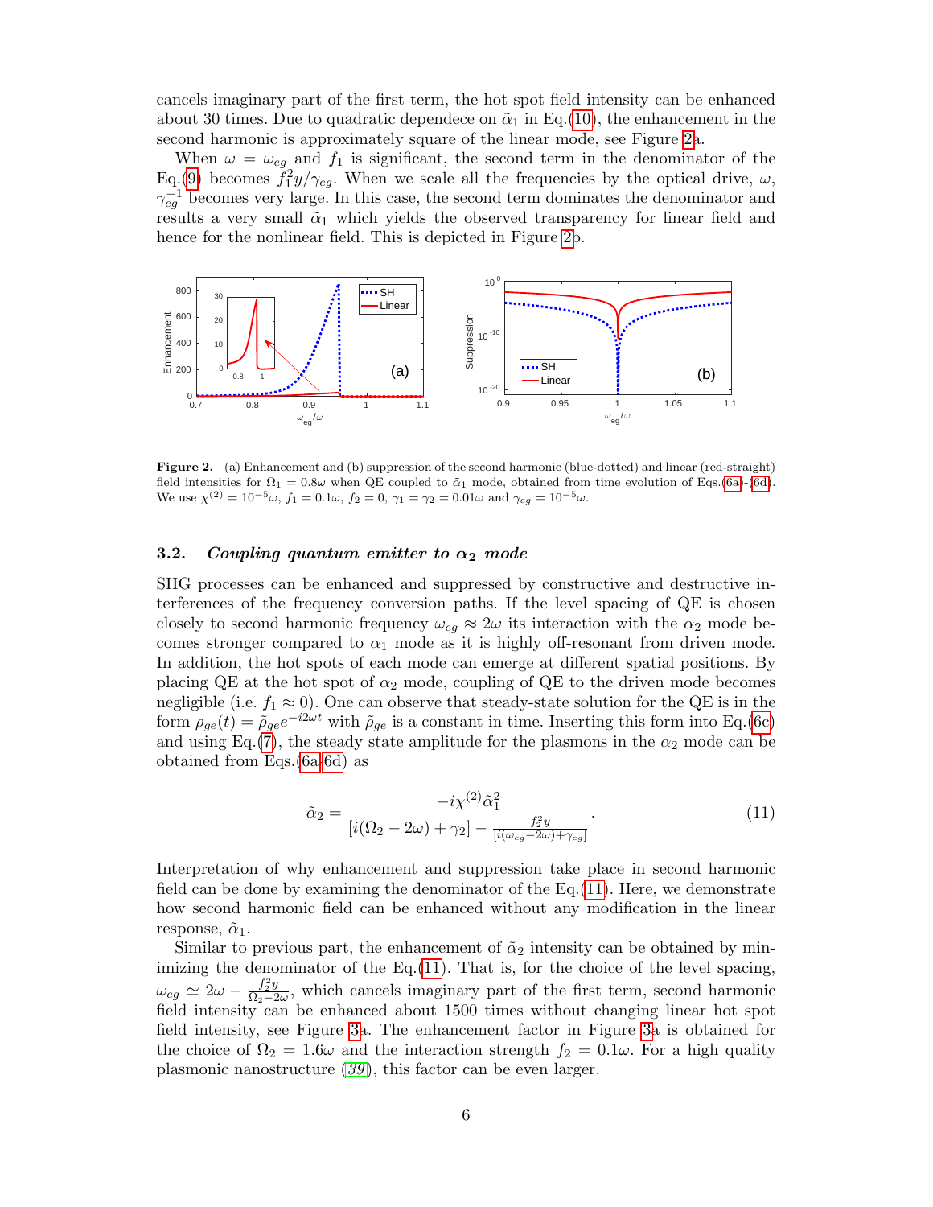cancels imaginary part of the first term, the hot spot field intensity can be enhanced about 30 times. Due to quadratic dependece on $\tilde{\alpha}_1$ in Eq.(10), the enhancement in the second harmonic is approximately square of the linear mode, see Figure 2a.

When $\omega = \omega_{eg}$ and $f_1$ is significant, the second term in the denominator of the Eq.(9) becomes $f_1^2 y/\gamma_{eg}$. When we scale all the frequencies by the optical drive, $\omega$, $\gamma_{eg}^{-1}$ becomes very large. In this case, the second term dominates the denominator and results a very small $\tilde{\alpha}_1$ which yields the observed transparency for linear field and hence for the nonlinear field. This is depicted in Figure 2b.

**Figure 2.** (a) Enhancement and (b) suppression of the second harmonic (blue-dotted) and linear (red-straight) field intensities for $\Omega_1 = 0.8\omega$ when QE coupled to $\tilde{\alpha}_1$ mode, obtained from time evolution of Eqs.(6a)-(6d). We use $\chi^{(2)} = 10^{-5}\omega$, $f_1 = 0.1\omega$, $f_2 = 0$, $\gamma_1 = \gamma_2 = 0.01\omega$ and $\gamma_{eg} = 10^{-5}\omega$.

### 3.2. *Coupling quantum emitter to $\alpha_2$ mode*

SHG processes can be enhanced and suppressed by constructive and destructive interferences of the frequency conversion paths. If the level spacing of QE is chosen closely to second harmonic frequency $\omega_{eg} \approx 2\omega$ its interaction with the $\alpha_2$ mode becomes stronger compared to $\alpha_1$ mode as it is highly off-resonant from driven mode. In addition, the hot spots of each mode can emerge at different spatial positions. By placing QE at the hot spot of $\alpha_2$ mode, coupling of QE to the driven mode becomes negligible (i.e. $f_1 \approx 0$). One can observe that steady-state solution for the QE is in the form $\rho_{ge}(t) = \tilde{\rho}_{ge} e^{-i2\omega t}$ with $\tilde{\rho}_{ge}$ is a constant in time. Inserting this form into Eq.(6c) and using Eq.(7), the steady state amplitude for the plasmons in the $\alpha_2$ mode can be obtained from Eqs.(6a-6d) as

$$\tilde{\alpha}_2 = \frac{-i\chi^{(2)}\tilde{\alpha}_1^2}{[i(\Omega_2 - 2\omega) + \gamma_2] - \frac{f_2^2 y}{[i(\omega_{eg} - 2\omega) + \gamma_{eg}]}}. \tag{11}$$

Interpretation of why enhancement and suppression take place in second harmonic field can be done by examining the denominator of the Eq.(11). Here, we demonstrate how second harmonic field can be enhanced without any modification in the linear response, $\tilde{\alpha}_1$.

Similar to previous part, the enhancement of $\tilde{\alpha}_2$ intensity can be obtained by minimizing the denominator of the Eq.(11). That is, for the choice of the level spacing, $\omega_{eg} \simeq 2\omega - \frac{f_2^2 y}{\Omega_2 - 2\omega}$, which cancels imaginary part of the first term, second harmonic field intensity can be enhanced about 1500 times without changing linear hot spot field intensity, see Figure 3a. The enhancement factor in Figure 3a is obtained for the choice of $\Omega_2 = 1.6\omega$ and the interaction strength $f_2 = 0.1\omega$. For a high quality plasmonic nanostructure (39), this factor can be even larger.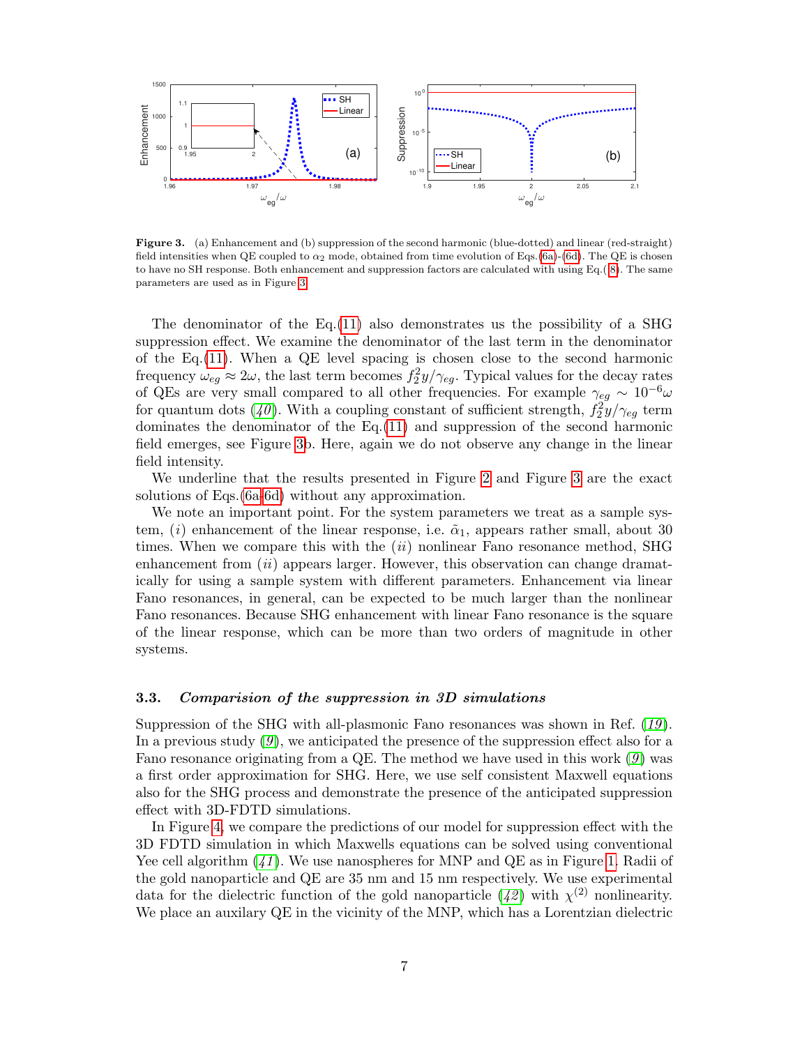**Figure 3.** (a) Enhancement and (b) suppression of the second harmonic (blue-dotted) and linear (red-straight) field intensities when QE coupled to $\alpha_2$ mode, obtained from time evolution of Eqs.(6a)-(6d). The QE is chosen to have no SH response. Both enhancement and suppression factors are calculated with using Eq.(8). The same parameters are used as in Figure 3.

The denominator of the Eq.(11) also demonstrates us the possibility of a SHG suppression effect. We examine the denominator of the last term in the denominator of the Eq.(11). When a QE level spacing is chosen close to the second harmonic frequency $\omega_{eg} \approx 2\omega$, the last term becomes $f_2^2 y/\gamma_{eg}$. Typical values for the decay rates of QEs are very small compared to all other frequencies. For example $\gamma_{eg} \sim 10^{-6}\omega$ for quantum dots (*40*). With a coupling constant of sufficient strength, $f_2^2 y/\gamma_{eg}$ term dominates the denominator of the Eq.(11) and suppression of the second harmonic field emerges, see Figure 3b. Here, again we do not observe any change in the linear field intensity.

We underline that the results presented in Figure 2 and Figure 3 are the exact solutions of Eqs.(6a-6d) without any approximation.

We note an important point. For the system parameters we treat as a sample system, (*i*) enhancement of the linear response, i.e. $\tilde{\alpha}_1$, appears rather small, about 30 times. When we compare this with the (*ii*) nonlinear Fano resonance method, SHG enhancement from (*ii*) appears larger. However, this observation can change dramatically for using a sample system with different parameters. Enhancement via linear Fano resonances, in general, can be expected to be much larger than the nonlinear Fano resonances. Because SHG enhancement with linear Fano resonance is the square of the linear response, which can be more than two orders of magnitude in other systems.

### 3.3. *Comparision of the suppression in 3D simulations*

Suppression of the SHG with all-plasmonic Fano resonances was shown in Ref. (*19*). In a previous study (*9*), we anticipated the presence of the suppression effect also for a Fano resonance originating from a QE. The method we have used in this work (*9*) was a first order approximation for SHG. Here, we use self consistent Maxwell equations also for the SHG process and demonstrate the presence of the anticipated suppression effect with 3D-FDTD simulations.

In Figure 4, we compare the predictions of our model for suppression effect with the 3D FDTD simulation in which Maxwells equations can be solved using conventional Yee cell algorithm (*41*). We use nanospheres for MNP and QE as in Figure 1. Radii of the gold nanoparticle and QE are 35 nm and 15 nm respectively. We use experimental data for the dielectric function of the gold nanoparticle (*42*) with $\chi^{(2)}$ nonlinearity. We place an auxilary QE in the vicinity of the MNP, which has a Lorentzian dielectric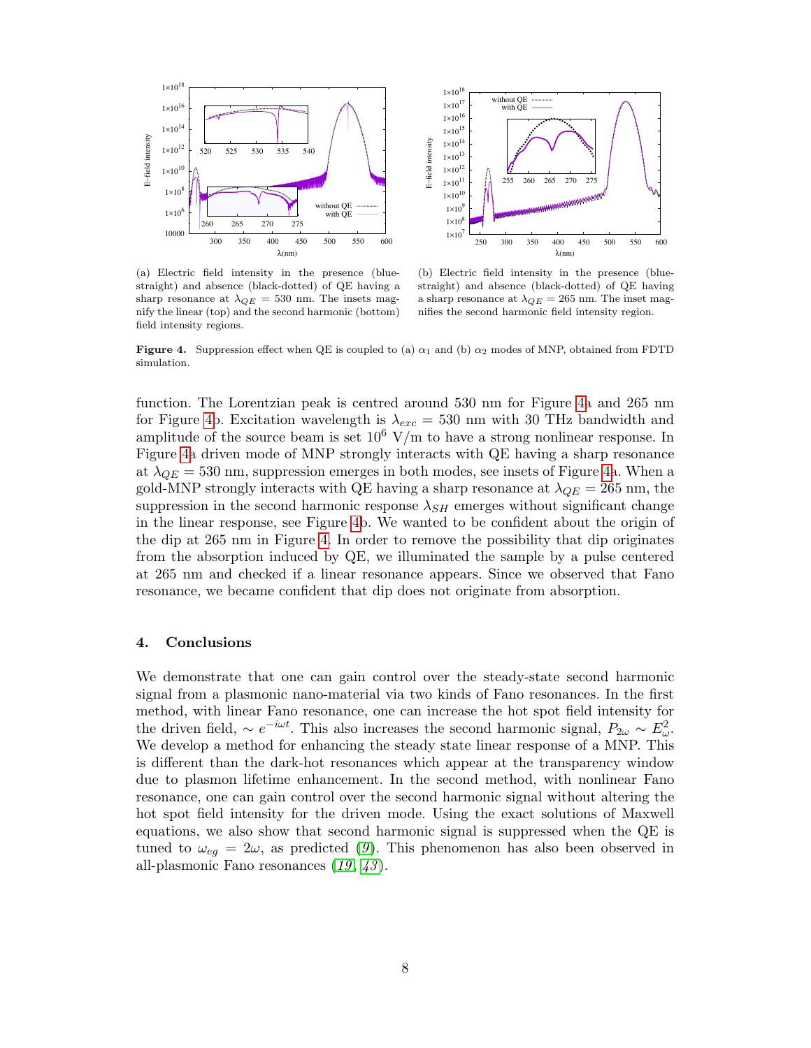(a) Electric field intensity in the presence (blue-straight) and absence (black-dotted) of QE having a sharp resonance at $\lambda_{QE} = 530$ nm. The insets magnify the linear (top) and the second harmonic (bottom) field intensity regions.

(b) Electric field intensity in the presence (blue-straight) and absence (black-dotted) of QE having a sharp resonance at $\lambda_{QE} = 265$ nm. The inset magnifies the second harmonic field intensity region.

**Figure 4.** Suppression effect when QE is coupled to (a) $\alpha_1$ and (b) $\alpha_2$ modes of MNP, obtained from FDTD simulation.

function. The Lorentzian peak is centred around 530 nm for Figure 4a and 265 nm for Figure 4b. Excitation wavelength is $\lambda_{exc} = 530$ nm with 30 THz bandwidth and amplitude of the source beam is set $10^6$ V/m to have a strong nonlinear response. In Figure 4a driven mode of MNP strongly interacts with QE having a sharp resonance at $\lambda_{QE} = 530$ nm, suppression emerges in both modes, see insets of Figure 4a. When a gold-MNP strongly interacts with QE having a sharp resonance at $\lambda_{QE} = 265$ nm, the suppression in the second harmonic response $\lambda_{SH}$ emerges without significant change in the linear response, see Figure 4b. We wanted to be confident about the origin of the dip at 265 nm in Figure 4. In order to remove the possibility that dip originates from the absorption induced by QE, we illuminated the sample by a pulse centered at 265 nm and checked if a linear resonance appears. Since we observed that Fano resonance, we became confident that dip does not originate from absorption.

## 4. Conclusions

We demonstrate that one can gain control over the steady-state second harmonic signal from a plasmonic nano-material via two kinds of Fano resonances. In the first method, with linear Fano resonance, one can increase the hot spot field intensity for the driven field, $\sim e^{-i\omega t}$. This also increases the second harmonic signal, $P_{2\omega} \sim E_\omega^2$. We develop a method for enhancing the steady state linear response of a MNP. This is different than the dark-hot resonances which appear at the transparency window due to plasmon lifetime enhancement. In the second method, with nonlinear Fano resonance, one can gain control over the second harmonic signal without altering the hot spot field intensity for the driven mode. Using the exact solutions of Maxwell equations, we also show that second harmonic signal is suppressed when the QE is tuned to $\omega_{eg} = 2\omega$, as predicted (*9*). This phenomenon has also been observed in all-plasmonic Fano resonances (*19*, *43*).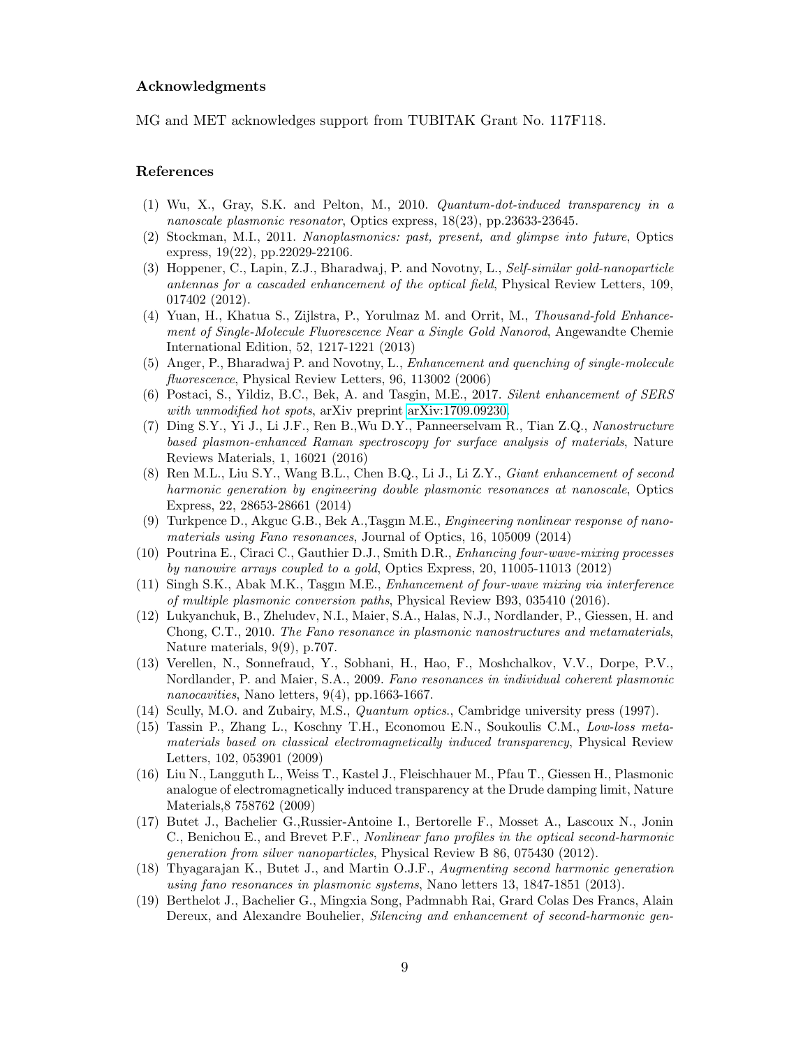### Acknowledgments

MG and MET acknowledges support from TUBITAK Grant No. 117F118.

### References

(1) Wu, X., Gray, S.K. and Pelton, M., 2010. *Quantum-dot-induced transparency in a nanoscale plasmonic resonator*, Optics express, 18(23), pp.23633-23645.

(2) Stockman, M.I., 2011. *Nanoplasmonics: past, present, and glimpse into future*, Optics express, 19(22), pp.22029-22106.

(3) Hoppener, C., Lapin, Z.J., Bharadwaj, P. and Novotny, L., *Self-similar gold-nanoparticle antennas for a cascaded enhancement of the optical field*, Physical Review Letters, 109, 017402 (2012).

(4) Yuan, H., Khatua S., Zijlstra, P., Yorulmaz M. and Orrit, M., *Thousand-fold Enhancement of Single-Molecule Fluorescence Near a Single Gold Nanorod*, Angewandte Chemie International Edition, 52, 1217-1221 (2013)

(5) Anger, P., Bharadwaj P. and Novotny, L., *Enhancement and quenching of single-molecule fluorescence*, Physical Review Letters, 96, 113002 (2006)

(6) Postaci, S., Yildiz, B.C., Bek, A. and Tasgin, M.E., 2017. *Silent enhancement of SERS with unmodified hot spots*, arXiv preprint arXiv:1709.09230.

(7) Ding S.Y., Yi J., Li J.F., Ren B.,Wu D.Y., Panneerselvam R., Tian Z.Q., *Nanostructure based plasmon-enhanced Raman spectroscopy for surface analysis of materials*, Nature Reviews Materials, 1, 16021 (2016)

(8) Ren M.L., Liu S.Y., Wang B.L., Chen B.Q., Li J., Li Z.Y., *Giant enhancement of second harmonic generation by engineering double plasmonic resonances at nanoscale*, Optics Express, 22, 28653-28661 (2014)

(9) Turkpence D., Akguc G.B., Bek A.,Taşgın M.E., *Engineering nonlinear response of nanomaterials using Fano resonances*, Journal of Optics, 16, 105009 (2014)

(10) Poutrina E., Ciraci C., Gauthier D.J., Smith D.R., *Enhancing four-wave-mixing processes by nanowire arrays coupled to a gold*, Optics Express, 20, 11005-11013 (2012)

(11) Singh S.K., Abak M.K., Taşgın M.E., *Enhancement of four-wave mixing via interference of multiple plasmonic conversion paths*, Physical Review B93, 035410 (2016).

(12) Lukyanchuk, B., Zheludev, N.I., Maier, S.A., Halas, N.J., Nordlander, P., Giessen, H. and Chong, C.T., 2010. *The Fano resonance in plasmonic nanostructures and metamaterials*, Nature materials, 9(9), p.707.

(13) Verellen, N., Sonnefraud, Y., Sobhani, H., Hao, F., Moshchalkov, V.V., Dorpe, P.V., Nordlander, P. and Maier, S.A., 2009. *Fano resonances in individual coherent plasmonic nanocavities*, Nano letters, 9(4), pp.1663-1667.

(14) Scully, M.O. and Zubairy, M.S., *Quantum optics.*, Cambridge university press (1997).

(15) Tassin P., Zhang L., Koschny T.H., Economou E.N., Soukoulis C.M., *Low-loss metamaterials based on classical electromagnetically induced transparency*, Physical Review Letters, 102, 053901 (2009)

(16) Liu N., Langguth L., Weiss T., Kastel J., Fleischhauer M., Pfau T., Giessen H., Plasmonic analogue of electromagnetically induced transparency at the Drude damping limit, Nature Materials,8 758762 (2009)

(17) Butet J., Bachelier G.,Russier-Antoine I., Bertorelle F., Mosset A., Lascoux N., Jonin C., Benichou E., and Brevet P.F., *Nonlinear fano profiles in the optical second-harmonic generation from silver nanoparticles*, Physical Review B 86, 075430 (2012).

(18) Thyagarajan K., Butet J., and Martin O.J.F., *Augmenting second harmonic generation using fano resonances in plasmonic systems*, Nano letters 13, 1847-1851 (2013).

(19) Berthelot J., Bachelier G., Mingxia Song, Padmnabh Rai, Grard Colas Des Francs, Alain Dereux, and Alexandre Bouhelier, *Silencing and enhancement of second-harmonic gen-*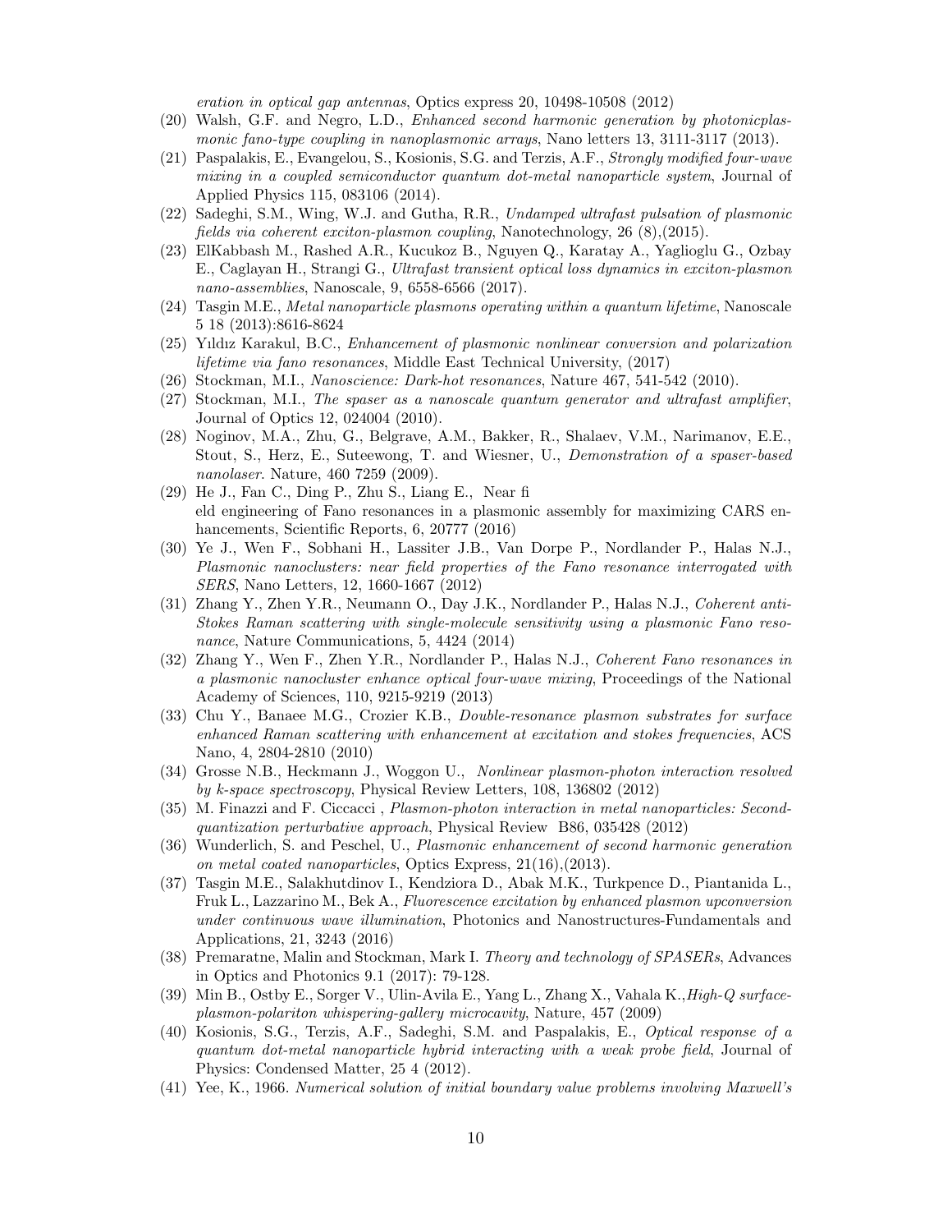*eration in optical gap antennas*, Optics express 20, 10498-10508 (2012)

(20) Walsh, G.F. and Negro, L.D., *Enhanced second harmonic generation by photonicplasmonic fano-type coupling in nanoplasmonic arrays*, Nano letters 13, 3111-3117 (2013).

(21) Paspalakis, E., Evangelou, S., Kosionis, S.G. and Terzis, A.F., *Strongly modified four-wave mixing in a coupled semiconductor quantum dot-metal nanoparticle system*, Journal of Applied Physics 115, 083106 (2014).

(22) Sadeghi, S.M., Wing, W.J. and Gutha, R.R., *Undamped ultrafast pulsation of plasmonic fields via coherent exciton-plasmon coupling*, Nanotechnology, 26 (8),(2015).

(23) ElKabbash M., Rashed A.R., Kucukoz B., Nguyen Q., Karatay A., Yaglioglu G., Ozbay E., Caglayan H., Strangi G., *Ultrafast transient optical loss dynamics in exciton-plasmon nano-assemblies*, Nanoscale, 9, 6558-6566 (2017).

(24) Tasgin M.E., *Metal nanoparticle plasmons operating within a quantum lifetime*, Nanoscale 5 18 (2013):8616-8624

(25) Yıldız Karakul, B.C., *Enhancement of plasmonic nonlinear conversion and polarization lifetime via fano resonances*, Middle East Technical University, (2017)

(26) Stockman, M.I., *Nanoscience: Dark-hot resonances*, Nature 467, 541-542 (2010).

(27) Stockman, M.I., *The spaser as a nanoscale quantum generator and ultrafast amplifier*, Journal of Optics 12, 024004 (2010).

(28) Noginov, M.A., Zhu, G., Belgrave, A.M., Bakker, R., Shalaev, V.M., Narimanov, E.E., Stout, S., Herz, E., Suteewong, T. and Wiesner, U., *Demonstration of a spaser-based nanolaser*. Nature, 460 7259 (2009).

(29) He J., Fan C., Ding P., Zhu S., Liang E., Near fi eld engineering of Fano resonances in a plasmonic assembly for maximizing CARS enhancements, Scientific Reports, 6, 20777 (2016)

(30) Ye J., Wen F., Sobhani H., Lassiter J.B., Van Dorpe P., Nordlander P., Halas N.J., *Plasmonic nanoclusters: near field properties of the Fano resonance interrogated with SERS*, Nano Letters, 12, 1660-1667 (2012)

(31) Zhang Y., Zhen Y.R., Neumann O., Day J.K., Nordlander P., Halas N.J., *Coherent anti-Stokes Raman scattering with single-molecule sensitivity using a plasmonic Fano resonance*, Nature Communications, 5, 4424 (2014)

(32) Zhang Y., Wen F., Zhen Y.R., Nordlander P., Halas N.J., *Coherent Fano resonances in a plasmonic nanocluster enhance optical four-wave mixing*, Proceedings of the National Academy of Sciences, 110, 9215-9219 (2013)

(33) Chu Y., Banaee M.G., Crozier K.B., *Double-resonance plasmon substrates for surface enhanced Raman scattering with enhancement at excitation and stokes frequencies*, ACS Nano, 4, 2804-2810 (2010)

(34) Grosse N.B., Heckmann J., Woggon U., *Nonlinear plasmon-photon interaction resolved by k-space spectroscopy*, Physical Review Letters, 108, 136802 (2012)

(35) M. Finazzi and F. Ciccacci , *Plasmon-photon interaction in metal nanoparticles: Second-quantization perturbative approach*, Physical Review B86, 035428 (2012)

(36) Wunderlich, S. and Peschel, U., *Plasmonic enhancement of second harmonic generation on metal coated nanoparticles*, Optics Express, 21(16),(2013).

(37) Tasgin M.E., Salakhutdinov I., Kendziora D., Abak M.K., Turkpence D., Piantanida L., Fruk L., Lazzarino M., Bek A., *Fluorescence excitation by enhanced plasmon upconversion under continuous wave illumination*, Photonics and Nanostructures-Fundamentals and Applications, 21, 3243 (2016)

(38) Premaratne, Malin and Stockman, Mark I. *Theory and technology of SPASERs*, Advances in Optics and Photonics 9.1 (2017): 79-128.

(39) Min B., Ostby E., Sorger V., Ulin-Avila E., Yang L., Zhang X., Vahala K.,*High-Q surface-plasmon-polariton whispering-gallery microcavity*, Nature, 457 (2009)

(40) Kosionis, S.G., Terzis, A.F., Sadeghi, S.M. and Paspalakis, E., *Optical response of a quantum dot-metal nanoparticle hybrid interacting with a weak probe field*, Journal of Physics: Condensed Matter, 25 4 (2012).

(41) Yee, K., 1966. *Numerical solution of initial boundary value problems involving Maxwell's*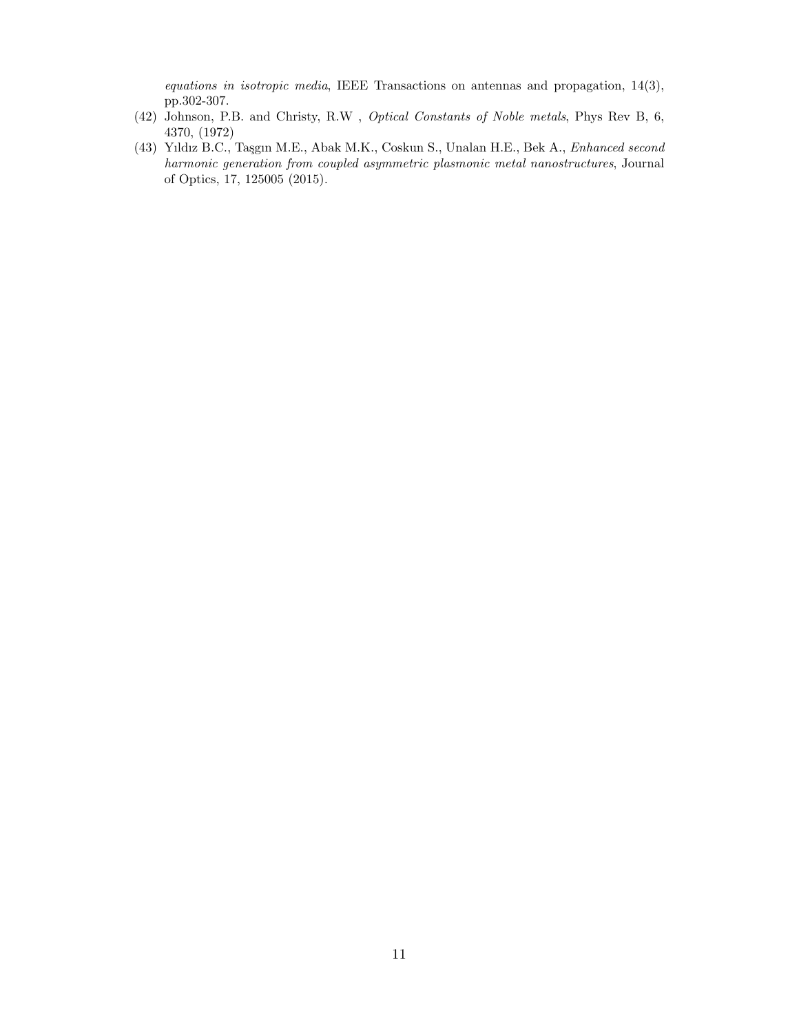*equations in isotropic media*, IEEE Transactions on antennas and propagation, 14(3), pp.302-307.

(42) Johnson, P.B. and Christy, R.W , *Optical Constants of Noble metals*, Phys Rev B, 6, 4370, (1972)

(43) Yıldız B.C., Taşgın M.E., Abak M.K., Coskun S., Unalan H.E., Bek A., *Enhanced second harmonic generation from coupled asymmetric plasmonic metal nanostructures*, Journal of Optics, 17, 125005 (2015).